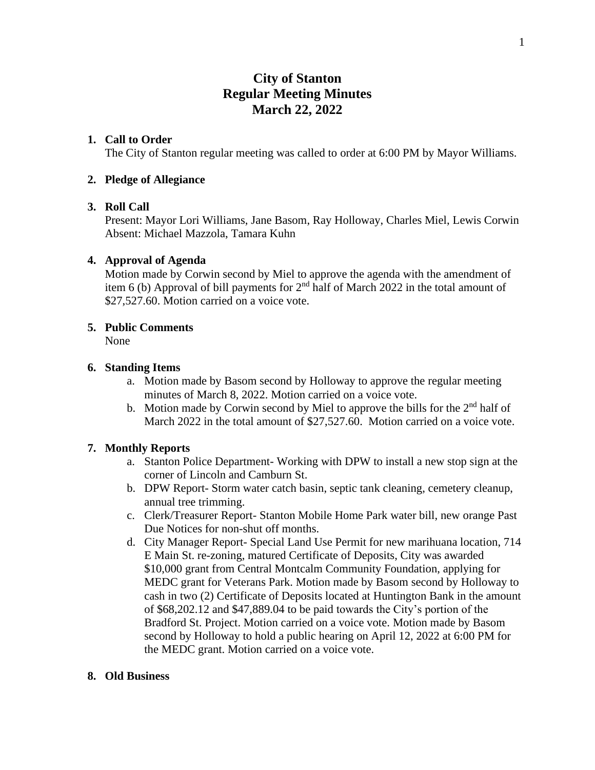# City of Stanton
# Regular Meeting Minutes
# March 22, 2022

1. **Call to Order**
   The City of Stanton regular meeting was called to order at 6:00 PM by Mayor Williams.

2. **Pledge of Allegiance**

3. **Roll Call**
   Present: Mayor Lori Williams, Jane Basom, Ray Holloway, Charles Miel, Lewis Corwin
   Absent: Michael Mazzola, Tamara Kuhn

4. **Approval of Agenda**
   Motion made by Corwin second by Miel to approve the agenda with the amendment of item 6 (b) Approval of bill payments for 2nd half of March 2022 in the total amount of $27,527.60. Motion carried on a voice vote.

5. **Public Comments**
   None

6. **Standing Items**
   a. Motion made by Basom second by Holloway to approve the regular meeting minutes of March 8, 2022. Motion carried on a voice vote.
   b. Motion made by Corwin second by Miel to approve the bills for the 2nd half of March 2022 in the total amount of $27,527.60. Motion carried on a voice vote.

7. **Monthly Reports**
   a. Stanton Police Department- Working with DPW to install a new stop sign at the corner of Lincoln and Camburn St.
   b. DPW Report- Storm water catch basin, septic tank cleaning, cemetery cleanup, annual tree trimming.
   c. Clerk/Treasurer Report- Stanton Mobile Home Park water bill, new orange Past Due Notices for non-shut off months.
   d. City Manager Report- Special Land Use Permit for new marihuana location, 714 E Main St. re-zoning, matured Certificate of Deposits, City was awarded $10,000 grant from Central Montcalm Community Foundation, applying for MEDC grant for Veterans Park. Motion made by Basom second by Holloway to cash in two (2) Certificate of Deposits located at Huntington Bank in the amount of $68,202.12 and $47,889.04 to be paid towards the City's portion of the Bradford St. Project. Motion carried on a voice vote. Motion made by Basom second by Holloway to hold a public hearing on April 12, 2022 at 6:00 PM for the MEDC grant. Motion carried on a voice vote.

8. **Old Business**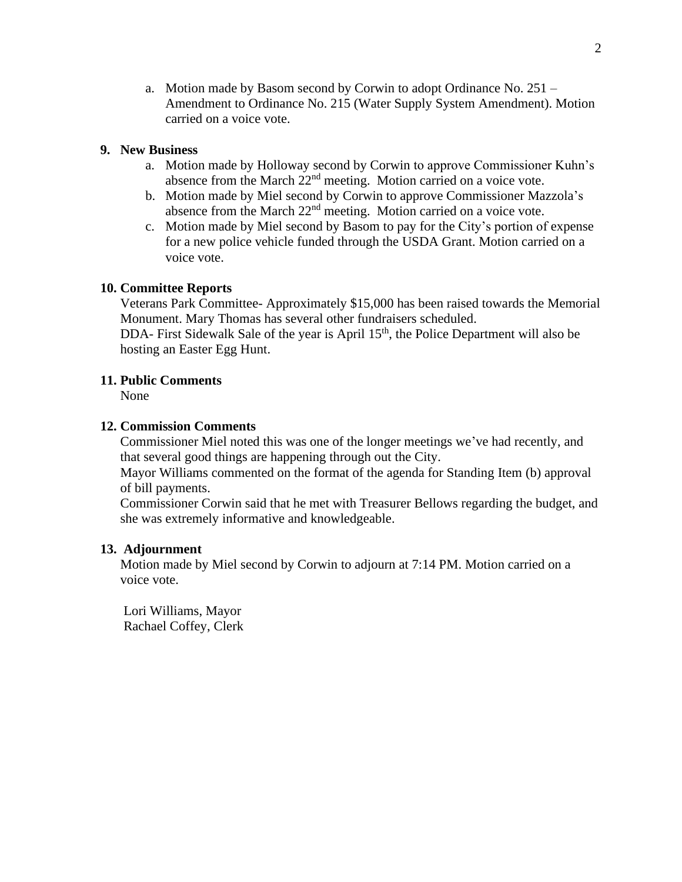a. Motion made by Basom second by Corwin to adopt Ordinance No. 251 – Amendment to Ordinance No. 215 (Water Supply System Amendment). Motion carried on a voice vote.

**9. New Business**

a. Motion made by Holloway second by Corwin to approve Commissioner Kuhn's absence from the March 22nd meeting. Motion carried on a voice vote.
b. Motion made by Miel second by Corwin to approve Commissioner Mazzola's absence from the March 22nd meeting. Motion carried on a voice vote.
c. Motion made by Miel second by Basom to pay for the City's portion of expense for a new police vehicle funded through the USDA Grant. Motion carried on a voice vote.

**10. Committee Reports**

Veterans Park Committee- Approximately $15,000 has been raised towards the Memorial Monument. Mary Thomas has several other fundraisers scheduled.
DDA- First Sidewalk Sale of the year is April 15th, the Police Department will also be hosting an Easter Egg Hunt.

**11. Public Comments**

None

**12. Commission Comments**

Commissioner Miel noted this was one of the longer meetings we've had recently, and that several good things are happening through out the City.
Mayor Williams commented on the format of the agenda for Standing Item (b) approval of bill payments.
Commissioner Corwin said that he met with Treasurer Bellows regarding the budget, and she was extremely informative and knowledgeable.

**13. Adjournment**

Motion made by Miel second by Corwin to adjourn at 7:14 PM. Motion carried on a voice vote.

Lori Williams, Mayor
Rachael Coffey, Clerk